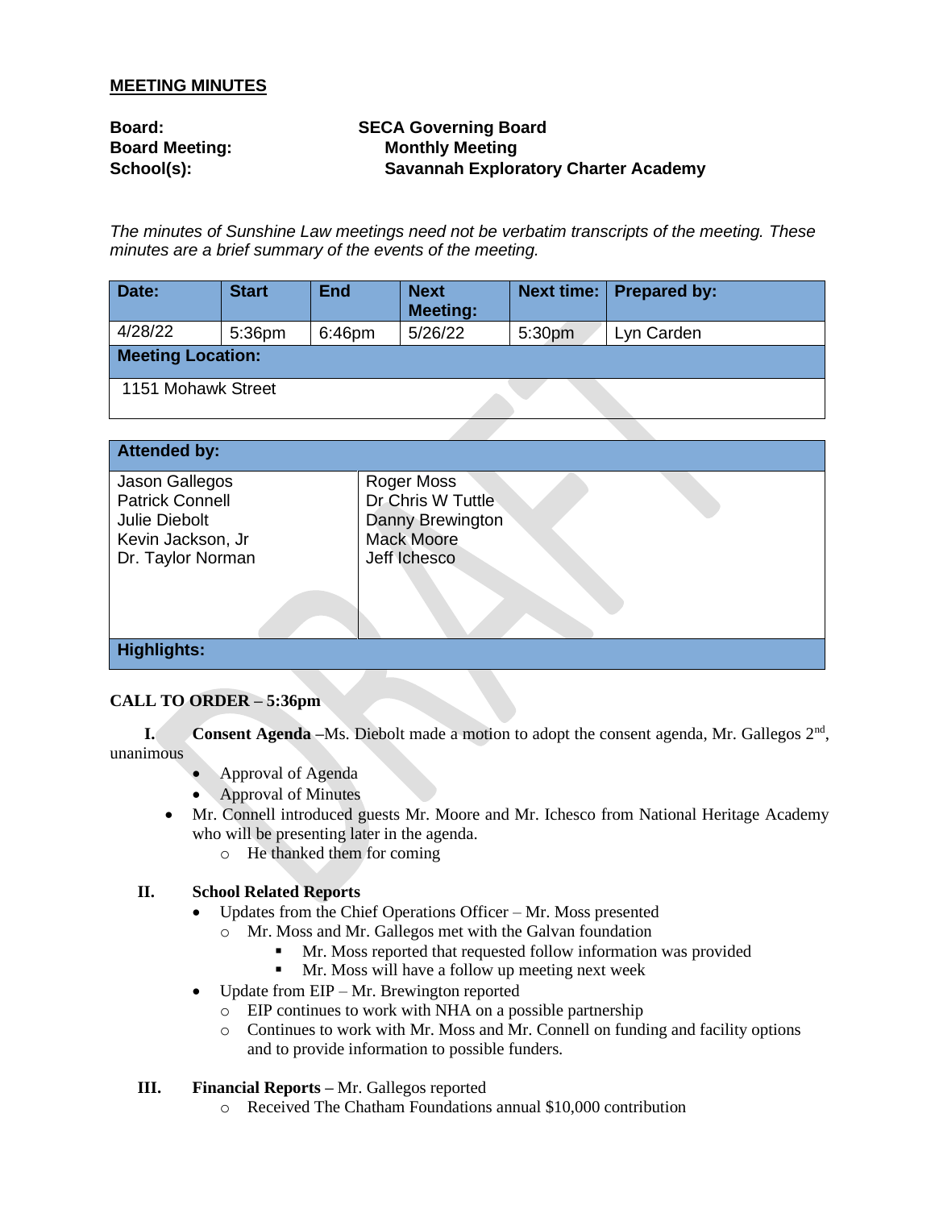**MEETING MINUTES**

**Board:** **SECA Governing Board**
**Board Meeting:** **Monthly Meeting**
**School(s):** **Savannah Exploratory Charter Academy**

*The minutes of Sunshine Law meetings need not be verbatim transcripts of the meeting. These minutes are a brief summary of the events of the meeting.*

| Date: | Start | End | Next Meeting: | Next time: | Prepared by: |
|---|---|---|---|---|---|
| 4/28/22 | 5:36pm | 6:46pm | 5/26/22 | 5:30pm | Lyn Carden |
| **Meeting Location:** | | | | | |
| 1151 Mohawk Street | | | | | |

| Attended by: | |
|---|---|
| Jason Gallegos<br>Patrick Connell<br>Julie Diebolt<br>Kevin Jackson, Jr<br>Dr. Taylor Norman | Roger Moss<br>Dr Chris W Tuttle<br>Danny Brewington<br>Mack Moore<br>Jeff Ichesco |
| **Highlights:** | |

**CALL TO ORDER – 5:36pm**

**I. Consent Agenda** –Ms. Diebolt made a motion to adopt the consent agenda, Mr. Gallegos 2nd, unanimous

- Approval of Agenda
- Approval of Minutes

- Mr. Connell introduced guests Mr. Moore and Mr. Ichesco from National Heritage Academy who will be presenting later in the agenda.
  - He thanked them for coming

**II. School Related Reports**

- Updates from the Chief Operations Officer – Mr. Moss presented
  - Mr. Moss and Mr. Gallegos met with the Galvan foundation
    - Mr. Moss reported that requested follow information was provided
    - Mr. Moss will have a follow up meeting next week
- Update from EIP – Mr. Brewington reported
  - EIP continues to work with NHA on a possible partnership
  - Continues to work with Mr. Moss and Mr. Connell on funding and facility options and to provide information to possible funders.

**III. Financial Reports** – Mr. Gallegos reported

- Received The Chatham Foundations annual $10,000 contribution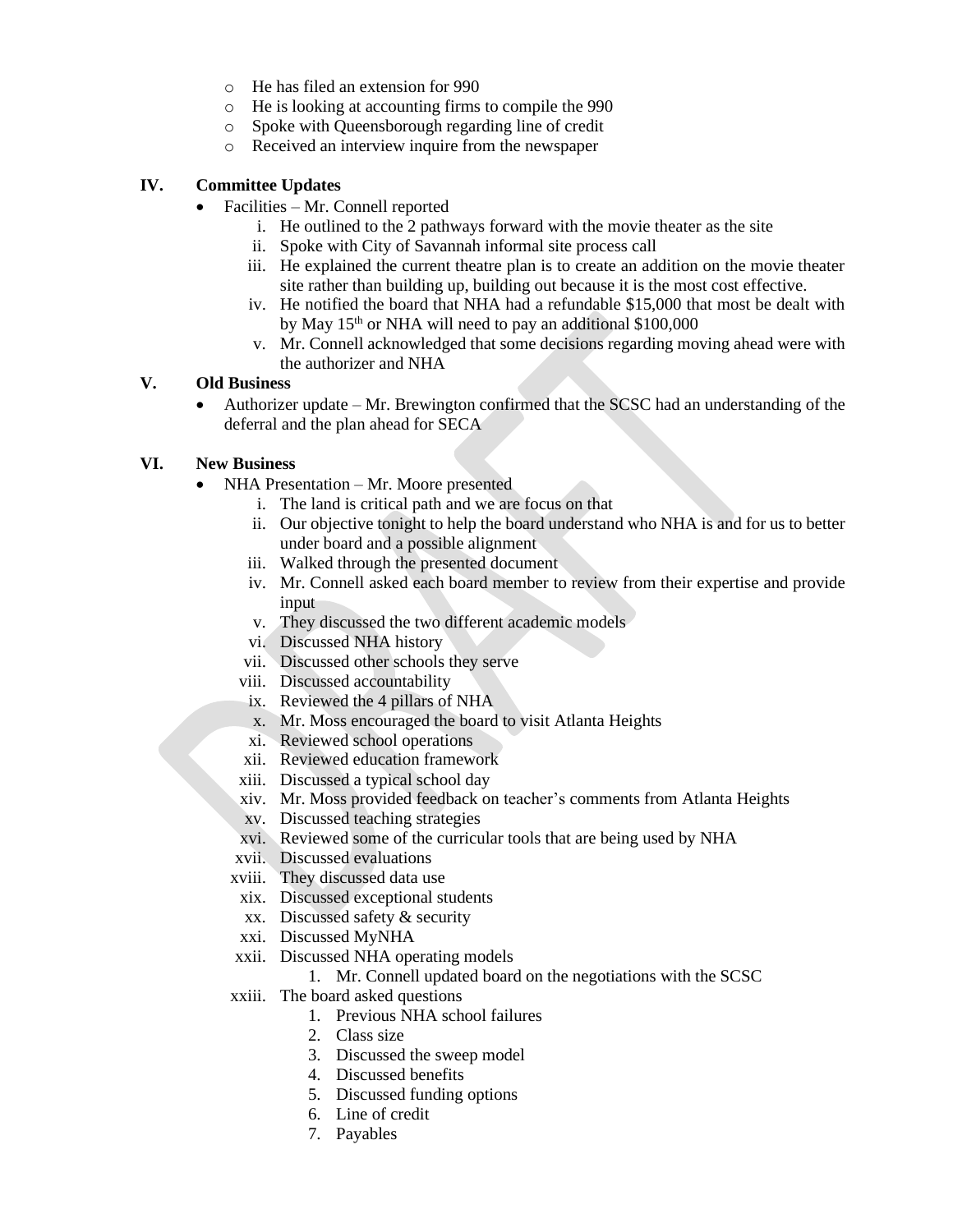- He has filed an extension for 990
- He is looking at accounting firms to compile the 990
- Spoke with Queensborough regarding line of credit
- Received an interview inquire from the newspaper

## IV. Committee Updates

- Facilities – Mr. Connell reported
  - i. He outlined to the 2 pathways forward with the movie theater as the site
  - ii. Spoke with City of Savannah informal site process call
  - iii. He explained the current theatre plan is to create an addition on the movie theater site rather than building up, building out because it is the most cost effective.
  - iv. He notified the board that NHA had a refundable $15,000 that most be dealt with by May 15th or NHA will need to pay an additional $100,000
  - v. Mr. Connell acknowledged that some decisions regarding moving ahead were with the authorizer and NHA

## V. Old Business

- Authorizer update – Mr. Brewington confirmed that the SCSC had an understanding of the deferral and the plan ahead for SECA

## VI. New Business

- NHA Presentation – Mr. Moore presented
  - i. The land is critical path and we are focus on that
  - ii. Our objective tonight to help the board understand who NHA is and for us to better under board and a possible alignment
  - iii. Walked through the presented document
  - iv. Mr. Connell asked each board member to review from their expertise and provide input
  - v. They discussed the two different academic models
  - vi. Discussed NHA history
  - vii. Discussed other schools they serve
  - viii. Discussed accountability
  - ix. Reviewed the 4 pillars of NHA
  - x. Mr. Moss encouraged the board to visit Atlanta Heights
  - xi. Reviewed school operations
  - xii. Reviewed education framework
  - xiii. Discussed a typical school day
  - xiv. Mr. Moss provided feedback on teacher's comments from Atlanta Heights
  - xv. Discussed teaching strategies
  - xvi. Reviewed some of the curricular tools that are being used by NHA
  - xvii. Discussed evaluations
  - xviii. They discussed data use
  - xix. Discussed exceptional students
  - xx. Discussed safety & security
  - xxi. Discussed MyNHA
  - xxii. Discussed NHA operating models
    1. Mr. Connell updated board on the negotiations with the SCSC
  - xxiii. The board asked questions
    1. Previous NHA school failures
    2. Class size
    3. Discussed the sweep model
    4. Discussed benefits
    5. Discussed funding options
    6. Line of credit
    7. Payables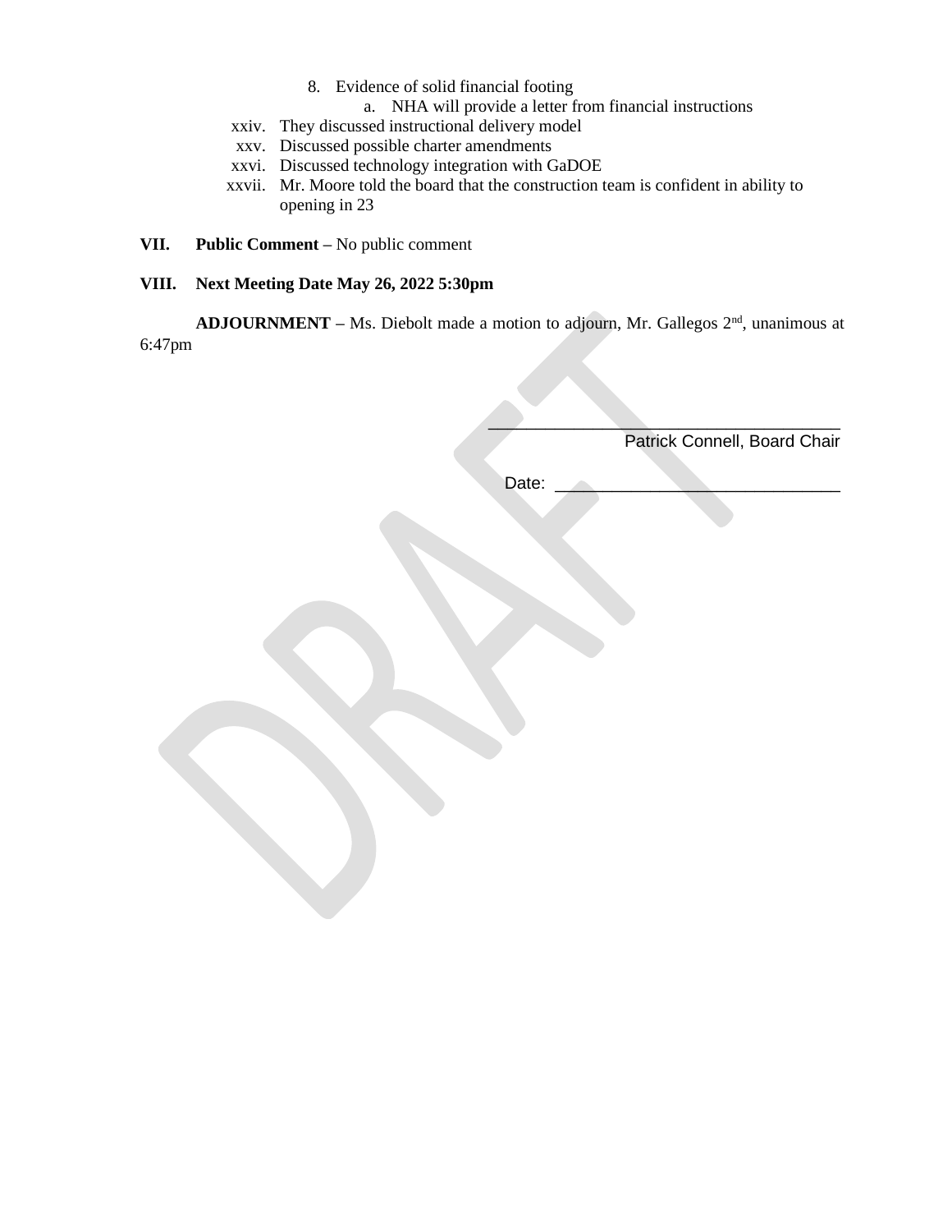8. Evidence of solid financial footing
    a. NHA will provide a letter from financial instructions

xxiv. They discussed instructional delivery model

xxv. Discussed possible charter amendments

xxvi. Discussed technology integration with GaDOE

xxvii. Mr. Moore told the board that the construction team is confident in ability to opening in 23

**VII. Public Comment –** No public comment

**VIII. Next Meeting Date May 26, 2022 5:30pm**

**ADJOURNMENT –** Ms. Diebolt made a motion to adjourn, Mr. Gallegos 2nd, unanimous at 6:47pm

\_\_\_\_\_\_\_\_\_\_\_\_\_\_\_\_\_\_\_\_\_\_\_\_\_\_\_\_\_\_\_\_\_\_\_\_\_\_\_\_
Patrick Connell, Board Chair

Date: \_\_\_\_\_\_\_\_\_\_\_\_\_\_\_\_\_\_\_\_\_\_\_\_\_\_\_\_\_\_\_\_

DRAFT